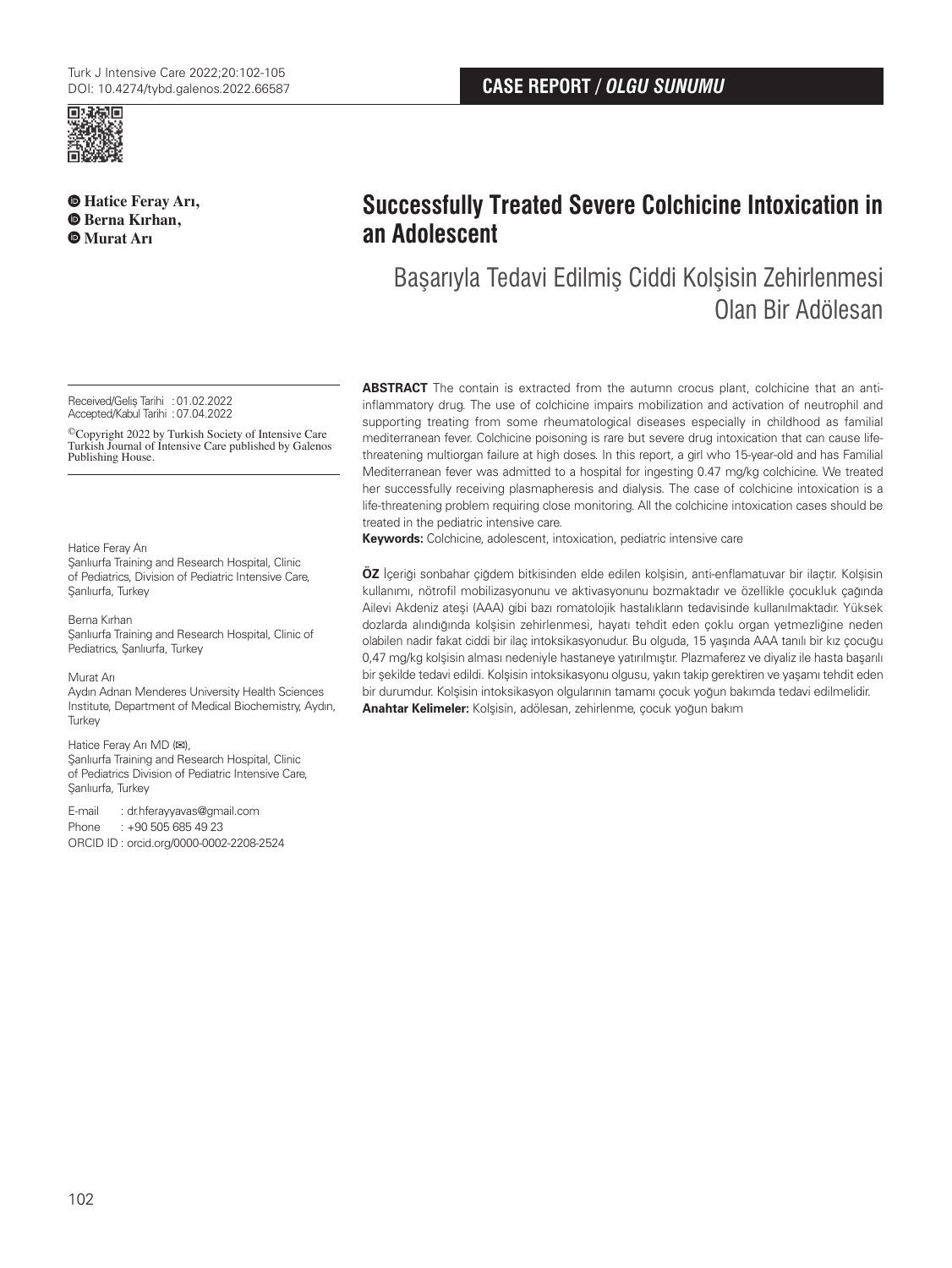CASE REPORT / *OLGU SUNUMU*

# Successfully Treated Severe Colchicine Intoxication in an Adolescent

## Başarıyla Tedavi Edilmiş Ciddi Kolşisin Zehirlenmesi Olan Bir Adölesan

**Hatice Feray Arı,**
**Berna Kırhan,**
**Murat Arı**

Received/Geliş Tarihi : 01.02.2022
Accepted/Kabul Tarihi : 07.04.2022

©Copyright 2022 by Turkish Society of Intensive Care
Turkish Journal of Intensive Care published by Galenos Publishing House.

Hatice Feray Arı
Şanlıurfa Training and Research Hospital, Clinic of Pediatrics, Division of Pediatric Intensive Care, Şanlıurfa, Turkey

Berna Kırhan
Şanlıurfa Training and Research Hospital, Clinic of Pediatrics, Şanlıurfa, Turkey

Murat Arı
Aydın Adnan Menderes University Health Sciences Institute, Department of Medical Biochemistry, Aydın, Turkey

Hatice Feray Arı MD (✉),
Şanlıurfa Training and Research Hospital, Clinic of Pediatrics Division of Pediatric Intensive Care, Şanlıurfa, Turkey

E-mail : dr.hferayyavas@gmail.com
Phone : +90 505 685 49 23
ORCID ID : orcid.org/0000-0002-2208-2524

**ABSTRACT** The contain is extracted from the autumn crocus plant, colchicine that an anti-inflammatory drug. The use of colchicine impairs mobilization and activation of neutrophil and supporting treating from some rheumatological diseases especially in childhood as familial mediterranean fever. Colchicine poisoning is rare but severe drug intoxication that can cause life-threatening multiorgan failure at high doses. In this report, a girl who 15-year-old and has Familial Mediterranean fever was admitted to a hospital for ingesting 0.47 mg/kg colchicine. We treated her successfully receiving plasmapheresis and dialysis. The case of colchicine intoxication is a life-threatening problem requiring close monitoring. All the colchicine intoxication cases should be treated in the pediatric intensive care.

**Keywords:** Colchicine, adolescent, intoxication, pediatric intensive care

**ÖZ** İçeriği sonbahar çiğdem bitkisinden elde edilen kolşisin, anti-enflamatuvar bir ilaçtır. Kolşisin kullanımı, nötrofil mobilizasyonunu ve aktivasyonunu bozmaktadır ve özellikle çocukluk çağında Ailevi Akdeniz ateşi (AAA) gibi bazı romatolojik hastalıkların tedavisinde kullanılmaktadır. Yüksek dozlarda alındığında kolşisin zehirlenmesi, hayatı tehdit eden çoklu organ yetmezliğine neden olabilen nadir fakat ciddi bir ilaç intoksikasyonudur. Bu olguda, 15 yaşında AAA tanılı bir kız çocuğu 0,47 mg/kg kolşisin alması nedeniyle hastaneye yatırılmıştır. Plazmaferez ve diyaliz ile hasta başarılı bir şekilde tedavi edildi. Kolşisin intoksikasyonu olgusu, yakın takip gerektiren ve yaşamı tehdit eden bir durumdur. Kolşisin intoksikasyon olgularının tamamı çocuk yoğun bakımda tedavi edilmelidir.

**Anahtar Kelimeler:** Kolşisin, adölesan, zehirlenme, çocuk yoğun bakım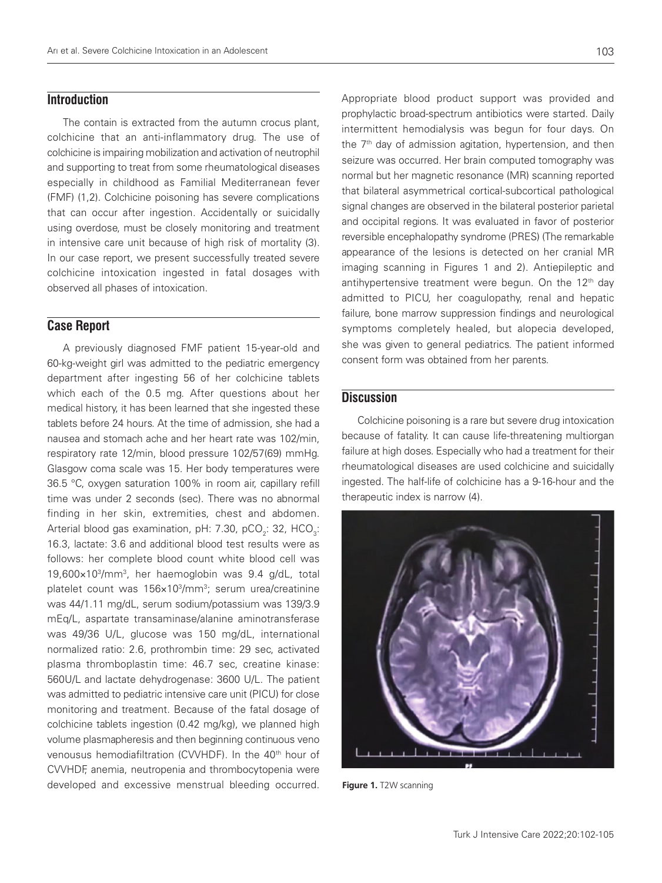## Introduction

The contain is extracted from the autumn crocus plant, colchicine that an anti-inflammatory drug. The use of colchicine is impairing mobilization and activation of neutrophil and supporting to treat from some rheumatological diseases especially in childhood as Familial Mediterranean fever (FMF) (1,2). Colchicine poisoning has severe complications that can occur after ingestion. Accidentally or suicidally using overdose, must be closely monitoring and treatment in intensive care unit because of high risk of mortality (3). In our case report, we present successfully treated severe colchicine intoxication ingested in fatal dosages with observed all phases of intoxication.

## Case Report

A previously diagnosed FMF patient 15-year-old and 60-kg-weight girl was admitted to the pediatric emergency department after ingesting 56 of her colchicine tablets which each of the 0.5 mg. After questions about her medical history, it has been learned that she ingested these tablets before 24 hours. At the time of admission, she had a nausea and stomach ache and her heart rate was 102/min, respiratory rate 12/min, blood pressure 102/57(69) mmHg. Glasgow coma scale was 15. Her body temperatures were 36.5 °C, oxygen saturation 100% in room air, capillary refill time was under 2 seconds (sec). There was no abnormal finding in her skin, extremities, chest and abdomen. Arterial blood gas examination, pH: 7.30, $pCO_2$: 32, $HCO_3$: 16.3, lactate: 3.6 and additional blood test results were as follows: her complete blood count white blood cell was $19{,}600\times10^3/mm^3$, her haemoglobin was 9.4 g/dL, total platelet count was $156\times10^3/mm^3$; serum urea/creatinine was 44/1.11 mg/dL, serum sodium/potassium was 139/3.9 mEq/L, aspartate transaminase/alanine aminotransferase was 49/36 U/L, glucose was 150 mg/dL, international normalized ratio: 2.6, prothrombin time: 29 sec, activated plasma thromboplastin time: 46.7 sec, creatine kinase: 560U/L and lactate dehydrogenase: 3600 U/L. The patient was admitted to pediatric intensive care unit (PICU) for close monitoring and treatment. Because of the fatal dosage of colchicine tablets ingestion (0.42 mg/kg), we planned high volume plasmapheresis and then beginning continuous veno venousus hemodiafiltration (CVVHDF). In the 40th hour of CVVHDF, anemia, neutropenia and thrombocytopenia were developed and excessive menstrual bleeding occurred. Appropriate blood product support was provided and prophylactic broad-spectrum antibiotics were started. Daily intermittent hemodialysis was begun for four days. On the 7th day of admission agitation, hypertension, and then seizure was occurred. Her brain computed tomography was normal but her magnetic resonance (MR) scanning reported that bilateral asymmetrical cortical-subcortical pathological signal changes are observed in the bilateral posterior parietal and occipital regions. It was evaluated in favor of posterior reversible encephalopathy syndrome (PRES) (The remarkable appearance of the lesions is detected on her cranial MR imaging scanning in Figures 1 and 2). Antiepileptic and antihypertensive treatment were begun. On the 12th day admitted to PICU, her coagulopathy, renal and hepatic failure, bone marrow suppression findings and neurological symptoms completely healed, but alopecia developed, she was given to general pediatrics. The patient informed consent form was obtained from her parents.

## Discussion

Colchicine poisoning is a rare but severe drug intoxication because of fatality. It can cause life-threatening multiorgan failure at high doses. Especially who had a treatment for their rheumatological diseases are used colchicine and suicidally ingested. The half-life of colchicine has a 9-16-hour and the therapeutic index is narrow (4).

**Figure 1.** T2W scanning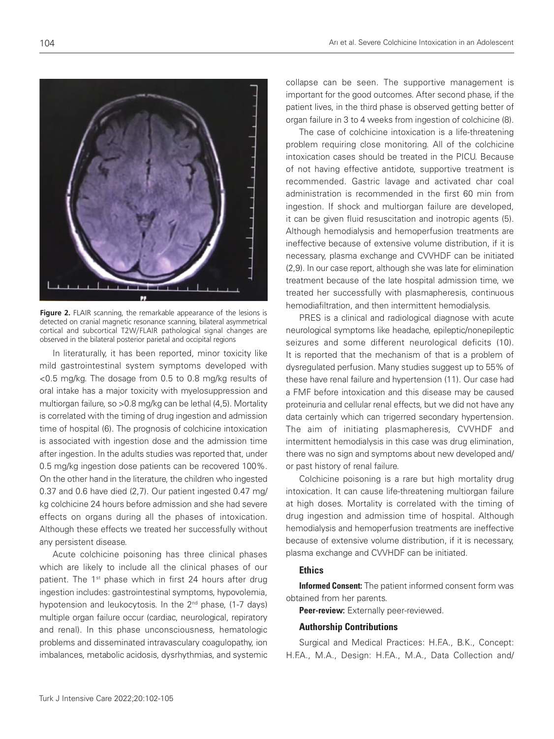**Figure 2.** FLAIR scanning, the remarkable appearance of the lesions is detected on cranial magnetic resonance scanning, bilateral asymmetrical cortical and subcortical T2W/FLAIR pathological signal changes are observed in the bilateral posterior parietal and occipital regions

In literaturally, it has been reported, minor toxicity like mild gastrointestinal system symptoms developed with <0.5 mg/kg. The dosage from 0.5 to 0.8 mg/kg results of oral intake has a major toxicity with myelosuppression and multiorgan failure, so >0.8 mg/kg can be lethal (4,5). Mortality is correlated with the timing of drug ingestion and admission time of hospital (6). The prognosis of colchicine intoxication is associated with ingestion dose and the admission time after ingestion. In the adults studies was reported that, under 0.5 mg/kg ingestion dose patients can be recovered 100%. On the other hand in the literature, the children who ingested 0.37 and 0.6 have died (2,7). Our patient ingested 0.47 mg/kg colchicine 24 hours before admission and she had severe effects on organs during all the phases of intoxication. Although these effects we treated her successfully without any persistent disease.

Acute colchicine poisoning has three clinical phases which are likely to include all the clinical phases of our patient. The 1st phase which in first 24 hours after drug ingestion includes: gastrointestinal symptoms, hypovolemia, hypotension and leukocytosis. In the 2nd phase, (1-7 days) multiple organ failure occur (cardiac, neurological, repiratory and renal). In this phase unconsciousness, hematologic problems and disseminated intravasculary coagulopathy, ion imbalances, metabolic acidosis, dysrhythmias, and systemic collapse can be seen. The supportive management is important for the good outcomes. After second phase, if the patient lives, in the third phase is observed getting better of organ failure in 3 to 4 weeks from ingestion of colchicine (8).

The case of colchicine intoxication is a life-threatening problem requiring close monitoring. All of the colchicine intoxication cases should be treated in the PICU. Because of not having effective antidote, supportive treatment is recommended. Gastric lavage and activated char coal administration is recommended in the first 60 min from ingestion. If shock and multiorgan failure are developed, it can be given fluid resuscitation and inotropic agents (5). Although hemodialysis and hemoperfusion treatments are ineffective because of extensive volume distribution, if it is necessary, plasma exchange and CVVHDF can be initiated (2,9). In our case report, although she was late for elimination treatment because of the late hospital admission time, we treated her successfully with plasmapheresis, continuous hemodiafiltration, and then intermittent hemodialysis.

PRES is a clinical and radiological diagnose with acute neurological symptoms like headache, epileptic/nonepileptic seizures and some different neurological deficits (10). It is reported that the mechanism of that is a problem of dysregulated perfusion. Many studies suggest up to 55% of these have renal failure and hypertension (11). Our case had a FMF before intoxication and this disease may be caused proteinuria and cellular renal effects, but we did not have any data certainly which can trigerred secondary hypertension. The aim of initiating plasmapheresis, CVVHDF and intermittent hemodialysis in this case was drug elimination, there was no sign and symptoms about new developed and/or past history of renal failure.

Colchicine poisoning is a rare but high mortality drug intoxication. It can cause life-threatening multiorgan failure at high doses. Mortality is correlated with the timing of drug ingestion and admission time of hospital. Although hemodialysis and hemoperfusion treatments are ineffective because of extensive volume distribution, if it is necessary, plasma exchange and CVVHDF can be initiated.

### Ethics

**Informed Consent:** The patient informed consent form was obtained from her parents.

**Peer-review:** Externally peer-reviewed.

### Authorship Contributions

Surgical and Medical Practices: H.F.A., B.K., Concept: H.F.A., M.A., Design: H.F.A., M.A., Data Collection and/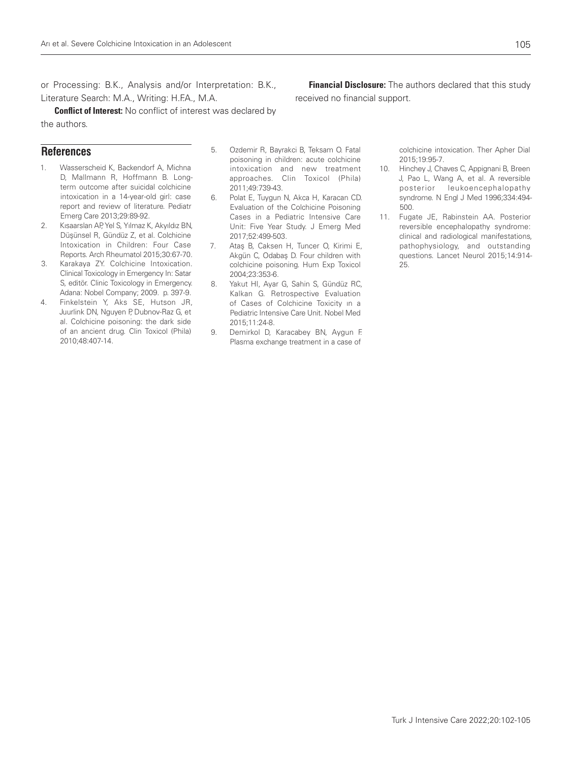or Processing: B.K., Analysis and/or Interpretation: B.K., Literature Search: M.A., Writing: H.F.A., M.A.

**Conflict of Interest:** No conflict of interest was declared by the authors.

**Financial Disclosure:** The authors declared that this study received no financial support.

## References

1. Wasserscheid K, Backendorf A, Michna D, Mallmann R, Hoffmann B. Long-term outcome after suicidal colchicine intoxication in a 14-year-old girl: case report and review of literature. Pediatr Emerg Care 2013;29:89-92.
2. Kısaarslan AP, Yel S, Yılmaz K, Akyıldız BN, Düşünsel R, Gündüz Z, et al. Colchicine Intoxication in Children: Four Case Reports. Arch Rheumatol 2015;30:67-70.
3. Karakaya ZY. Colchicine Intoxication. Clinical Toxicology in Emergency In: Satar S, editör. Clinic Toxicology in Emergency. Adana: Nobel Company; 2009. p. 397-9.
4. Finkelstein Y, Aks SE, Hutson JR, Juurlink DN, Nguyen P, Dubnov-Raz G, et al. Colchicine poisoning: the dark side of an ancient drug. Clin Toxicol (Phila) 2010;48:407-14.
5. Ozdemir R, Bayrakci B, Teksam O. Fatal poisoning in children: acute colchicine intoxication and new treatment approaches. Clin Toxicol (Phila) 2011;49:739-43.
6. Polat E, Tuygun N, Akca H, Karacan CD. Evaluation of the Colchicine Poisoning Cases in a Pediatric Intensive Care Unit: Five Year Study. J Emerg Med 2017;52:499-503.
7. Ataş B, Caksen H, Tuncer O, Kirimi E, Akgün C, Odabaş D. Four children with colchicine poisoning. Hum Exp Toxicol 2004;23:353-6.
8. Yakut HI, Ayar G, Sahin S, Gündüz RC, Kalkan G. Retrospective Evaluation of Cases of Colchicine Toxicity ın a Pediatric Intensive Care Unit. Nobel Med 2015;11:24-8.
9. Demirkol D, Karacabey BN, Aygun F. Plasma exchange treatment in a case of colchicine intoxication. Ther Apher Dial 2015;19:95-7.
10. Hinchey J, Chaves C, Appignani B, Breen J, Pao L, Wang A, et al. A reversible posterior leukoencephalopathy syndrome. N Engl J Med 1996;334:494-500.
11. Fugate JE, Rabinstein AA. Posterior reversible encephalopathy syndrome: clinical and radiological manifestations, pathophysiology, and outstanding questions. Lancet Neurol 2015;14:914-25.